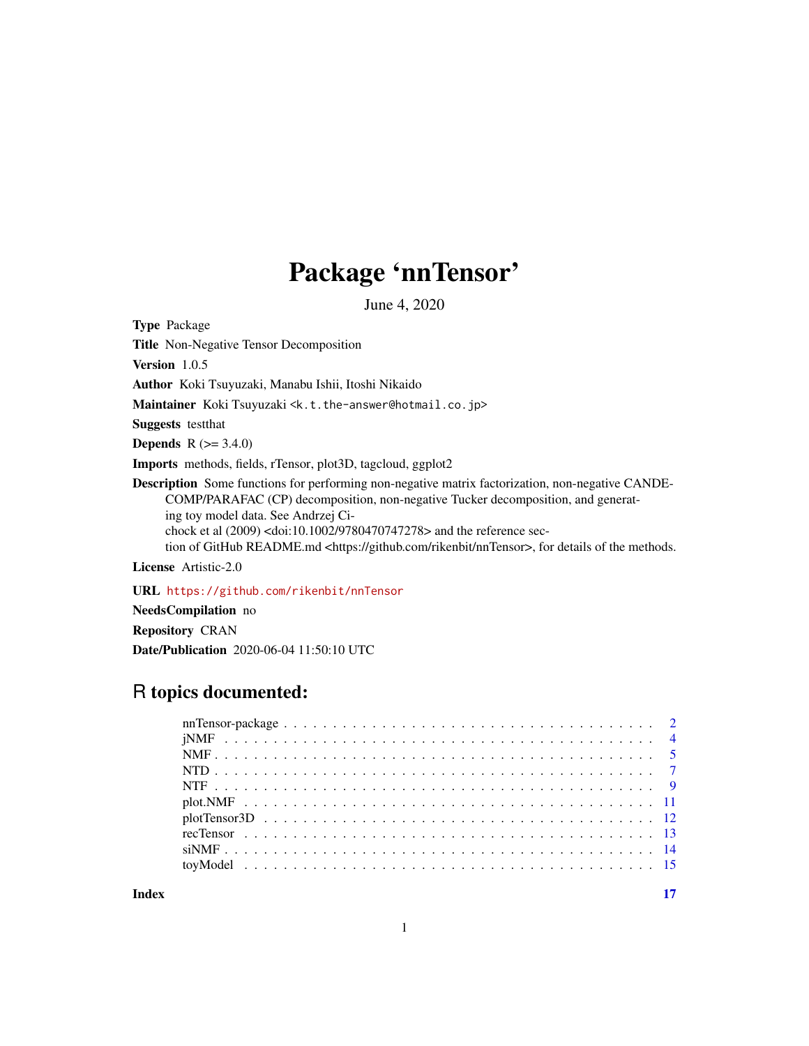# Package 'nnTensor'

June 4, 2020

**Type** Package

**Title** Non-Negative Tensor Decomposition

**Version** 1.0.5

**Author** Koki Tsuyuzaki, Manabu Ishii, Itoshi Nikaido

**Maintainer** Koki Tsuyuzaki <k.t.the-answer@hotmail.co.jp>

**Suggests** testthat

**Depends** R (>= 3.4.0)

**Imports** methods, fields, rTensor, plot3D, tagcloud, ggplot2

**Description** Some functions for performing non-negative matrix factorization, non-negative CANDECOMP/PARAFAC (CP) decomposition, non-negative Tucker decomposition, and generating toy model data. See Andrzej Cichock et al (2009) <doi:10.1002/9780470747278> and the reference section of GitHub README.md <https://github.com/rikenbit/nnTensor>, for details of the methods.

**License** Artistic-2.0

**URL** https://github.com/rikenbit/nnTensor

**NeedsCompilation** no

**Repository** CRAN

**Date/Publication** 2020-06-04 11:50:10 UTC

## R topics documented:

| | |
|---|---|
| nnTensor-package | 2 |
| jNMF | 4 |
| NMF | 5 |
| NTD | 7 |
| NTF | 9 |
| plot.NMF | 11 |
| plotTensor3D | 12 |
| recTensor | 13 |
| siNMF | 14 |
| toyModel | 15 |
| **Index** | **17** |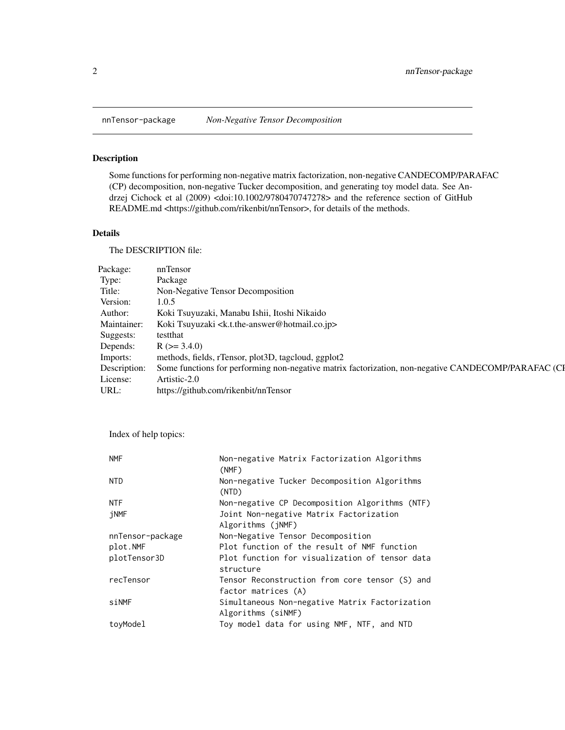## nnTensor-package — *Non-Negative Tensor Decomposition*

### Description

Some functions for performing non-negative matrix factorization, non-negative CANDECOMP/PARAFAC (CP) decomposition, non-negative Tucker decomposition, and generating toy model data. See Andrzej Cichock et al (2009) <doi:10.1002/9780470747278> and the reference section of GitHub README.md <https://github.com/rikenbit/nnTensor>, for details of the methods.

### Details

The DESCRIPTION file:

| | |
|---|---|
| Package: | nnTensor |
| Type: | Package |
| Title: | Non-Negative Tensor Decomposition |
| Version: | 1.0.5 |
| Author: | Koki Tsuyuzaki, Manabu Ishii, Itoshi Nikaido |
| Maintainer: | Koki Tsuyuzaki <k.t.the-answer@hotmail.co.jp> |
| Suggests: | testthat |
| Depends: | R (>= 3.4.0) |
| Imports: | methods, fields, rTensor, plot3D, tagcloud, ggplot2 |
| Description: | Some functions for performing non-negative matrix factorization, non-negative CANDECOMP/PARAFAC (CI |
| License: | Artistic-2.0 |
| URL: | https://github.com/rikenbit/nnTensor |

Index of help topics:

```
NMF                     Non-negative Matrix Factorization Algorithms
                        (NMF)
NTD                     Non-negative Tucker Decomposition Algorithms
                        (NTD)
NTF                     Non-negative CP Decomposition Algorithms (NTF)
jNMF                    Joint Non-negative Matrix Factorization
                        Algorithms (jNMF)
nnTensor-package        Non-Negative Tensor Decomposition
plot.NMF                Plot function of the result of NMF function
plotTensor3D            Plot function for visualization of tensor data
                        structure
recTensor               Tensor Reconstruction from core tensor (S) and
                        factor matrices (A)
siNMF                   Simultaneous Non-negative Matrix Factorization
                        Algorithms (siNMF)
toyModel                Toy model data for using NMF, NTF, and NTD
```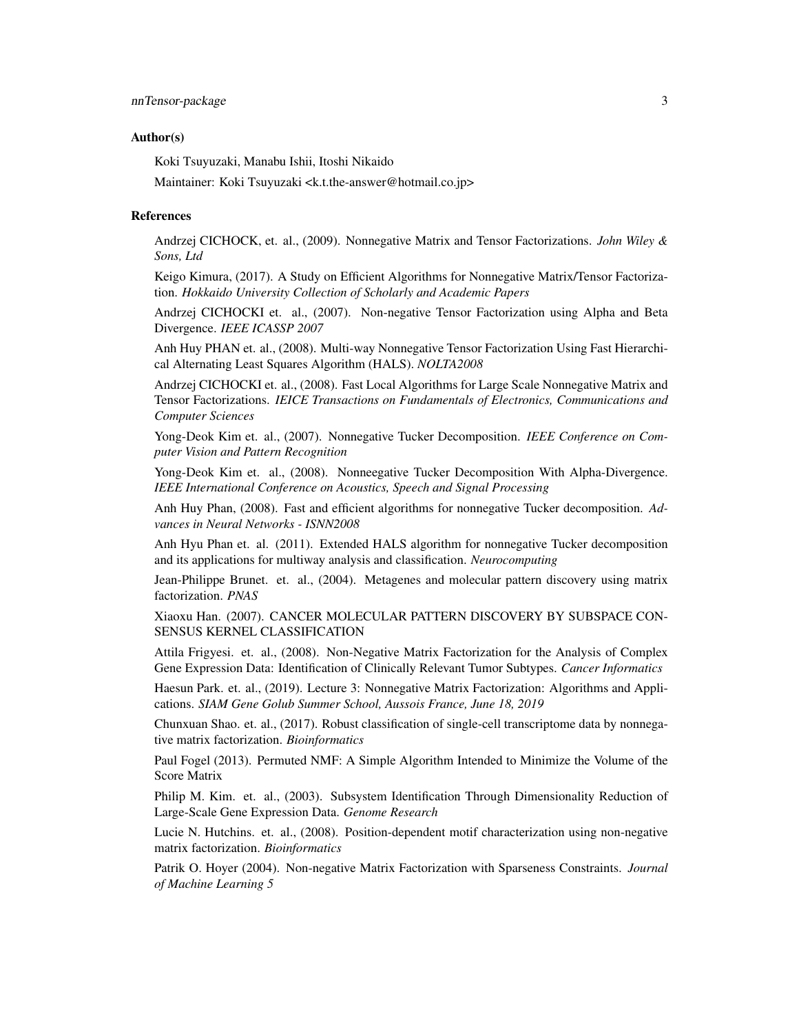### Author(s)

Koki Tsuyuzaki, Manabu Ishii, Itoshi Nikaido

Maintainer: Koki Tsuyuzaki <k.t.the-answer@hotmail.co.jp>

### References

Andrzej CICHOCK, et. al., (2009). Nonnegative Matrix and Tensor Factorizations. *John Wiley & Sons, Ltd*

Keigo Kimura, (2017). A Study on Efficient Algorithms for Nonnegative Matrix/Tensor Factorization. *Hokkaido University Collection of Scholarly and Academic Papers*

Andrzej CICHOCKI et. al., (2007). Non-negative Tensor Factorization using Alpha and Beta Divergence. *IEEE ICASSP 2007*

Anh Huy PHAN et. al., (2008). Multi-way Nonnegative Tensor Factorization Using Fast Hierarchical Alternating Least Squares Algorithm (HALS). *NOLTA2008*

Andrzej CICHOCKI et. al., (2008). Fast Local Algorithms for Large Scale Nonnegative Matrix and Tensor Factorizations. *IEICE Transactions on Fundamentals of Electronics, Communications and Computer Sciences*

Yong-Deok Kim et. al., (2007). Nonnegative Tucker Decomposition. *IEEE Conference on Computer Vision and Pattern Recognition*

Yong-Deok Kim et. al., (2008). Nonneegative Tucker Decomposition With Alpha-Divergence. *IEEE International Conference on Acoustics, Speech and Signal Processing*

Anh Huy Phan, (2008). Fast and efficient algorithms for nonnegative Tucker decomposition. *Advances in Neural Networks - ISNN2008*

Anh Hyu Phan et. al. (2011). Extended HALS algorithm for nonnegative Tucker decomposition and its applications for multiway analysis and classification. *Neurocomputing*

Jean-Philippe Brunet. et. al., (2004). Metagenes and molecular pattern discovery using matrix factorization. *PNAS*

Xiaoxu Han. (2007). CANCER MOLECULAR PATTERN DISCOVERY BY SUBSPACE CONSENSUS KERNEL CLASSIFICATION

Attila Frigyesi. et. al., (2008). Non-Negative Matrix Factorization for the Analysis of Complex Gene Expression Data: Identification of Clinically Relevant Tumor Subtypes. *Cancer Informatics*

Haesun Park. et. al., (2019). Lecture 3: Nonnegative Matrix Factorization: Algorithms and Applications. *SIAM Gene Golub Summer School, Aussois France, June 18, 2019*

Chunxuan Shao. et. al., (2017). Robust classification of single-cell transcriptome data by nonnegative matrix factorization. *Bioinformatics*

Paul Fogel (2013). Permuted NMF: A Simple Algorithm Intended to Minimize the Volume of the Score Matrix

Philip M. Kim. et. al., (2003). Subsystem Identification Through Dimensionality Reduction of Large-Scale Gene Expression Data. *Genome Research*

Lucie N. Hutchins. et. al., (2008). Position-dependent motif characterization using non-negative matrix factorization. *Bioinformatics*

Patrik O. Hoyer (2004). Non-negative Matrix Factorization with Sparseness Constraints. *Journal of Machine Learning 5*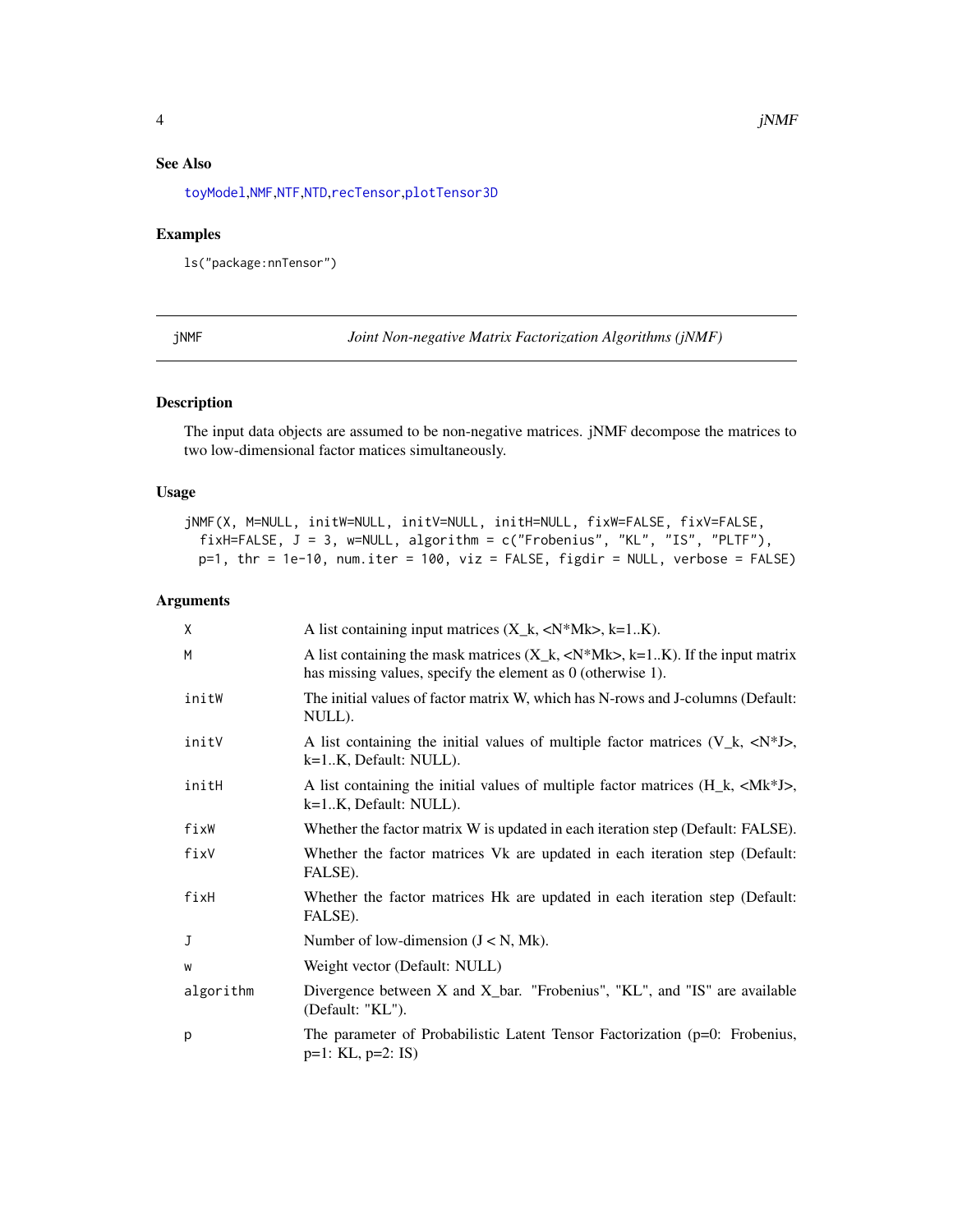### See Also

toyModel,NMF,NTF,NTD,recTensor,plotTensor3D

### Examples

```
ls("package:nnTensor")
```

---

## jNMF *Joint Non-negative Matrix Factorization Algorithms (jNMF)*

---

### Description

The input data objects are assumed to be non-negative matrices. jNMF decompose the matrices to two low-dimensional factor matices simultaneously.

### Usage

```
jNMF(X, M=NULL, initW=NULL, initV=NULL, initH=NULL, fixW=FALSE, fixV=FALSE,
  fixH=FALSE, J = 3, w=NULL, algorithm = c("Frobenius", "KL", "IS", "PLTF"),
  p=1, thr = 1e-10, num.iter = 100, viz = FALSE, figdir = NULL, verbose = FALSE)
```

### Arguments

| | |
|---|---|
| X | A list containing input matrices (X_k, <N*Mk>, k=1..K). |
| M | A list containing the mask matrices (X_k, <N*Mk>, k=1..K). If the input matrix has missing values, specify the element as 0 (otherwise 1). |
| initW | The initial values of factor matrix W, which has N-rows and J-columns (Default: NULL). |
| initV | A list containing the initial values of multiple factor matrices (V_k, <N*J>, k=1..K, Default: NULL). |
| initH | A list containing the initial values of multiple factor matrices (H_k, <Mk*J>, k=1..K, Default: NULL). |
| fixW | Whether the factor matrix W is updated in each iteration step (Default: FALSE). |
| fixV | Whether the factor matrices Vk are updated in each iteration step (Default: FALSE). |
| fixH | Whether the factor matrices Hk are updated in each iteration step (Default: FALSE). |
| J | Number of low-dimension (J < N, Mk). |
| w | Weight vector (Default: NULL) |
| algorithm | Divergence between X and X_bar. "Frobenius", "KL", and "IS" are available (Default: "KL"). |
| p | The parameter of Probabilistic Latent Tensor Factorization (p=0: Frobenius, p=1: KL, p=2: IS) |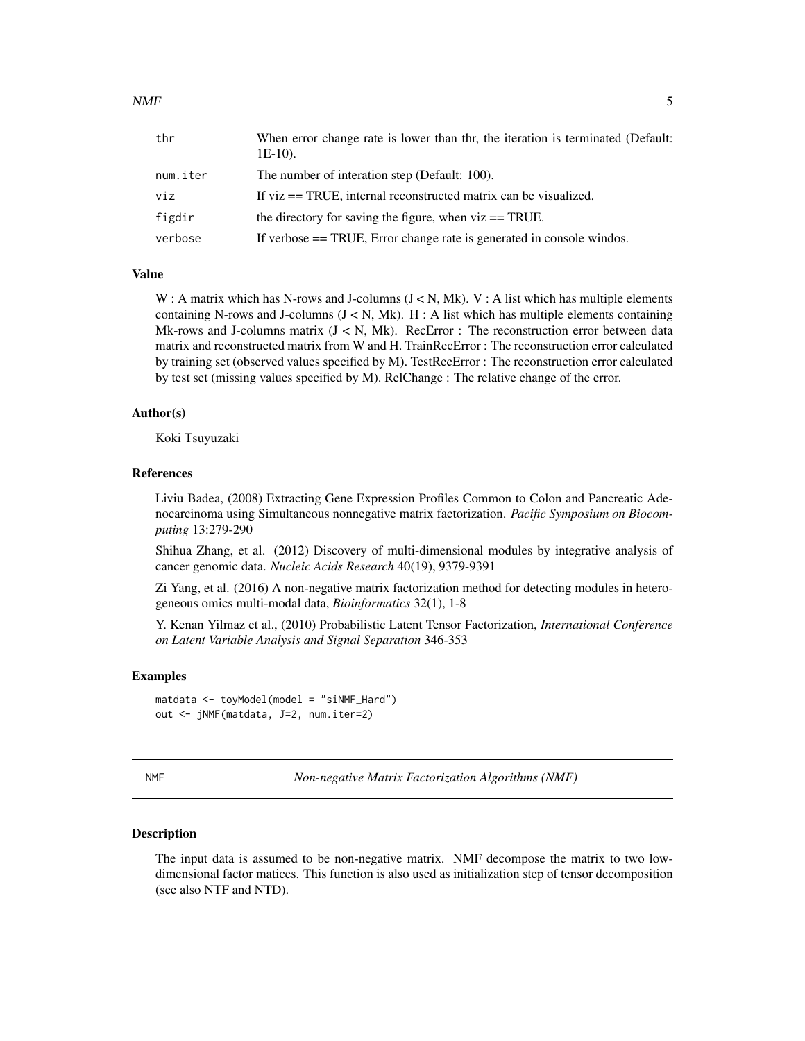| | |
|---|---|
| thr | When error change rate is lower than thr, the iteration is terminated (Default: 1E-10). |
| num.iter | The number of interation step (Default: 100). |
| viz | If viz == TRUE, internal reconstructed matrix can be visualized. |
| figdir | the directory for saving the figure, when viz == TRUE. |
| verbose | If verbose == TRUE, Error change rate is generated in console windos. |

### Value

W : A matrix which has N-rows and J-columns (J < N, Mk). V : A list which has multiple elements containing N-rows and J-columns (J < N, Mk). H : A list which has multiple elements containing Mk-rows and J-columns matrix (J < N, Mk). RecError : The reconstruction error between data matrix and reconstructed matrix from W and H. TrainRecError : The reconstruction error calculated by training set (observed values specified by M). TestRecError : The reconstruction error calculated by test set (missing values specified by M). RelChange : The relative change of the error.

### Author(s)

Koki Tsuyuzaki

### References

Liviu Badea, (2008) Extracting Gene Expression Profiles Common to Colon and Pancreatic Adenocarcinoma using Simultaneous nonnegative matrix factorization. *Pacific Symposium on Biocomputing* 13:279-290

Shihua Zhang, et al. (2012) Discovery of multi-dimensional modules by integrative analysis of cancer genomic data. *Nucleic Acids Research* 40(19), 9379-9391

Zi Yang, et al. (2016) A non-negative matrix factorization method for detecting modules in heterogeneous omics multi-modal data, *Bioinformatics* 32(1), 1-8

Y. Kenan Yilmaz et al., (2010) Probabilistic Latent Tensor Factorization, *International Conference on Latent Variable Analysis and Signal Separation* 346-353

### Examples

```
matdata <- toyModel(model = "siNMF_Hard")
out <- jNMF(matdata, J=2, num.iter=2)
```

---

## NMF — *Non-negative Matrix Factorization Algorithms (NMF)*

### Description

The input data is assumed to be non-negative matrix. NMF decompose the matrix to two low-dimensional factor matices. This function is also used as initialization step of tensor decomposition (see also NTF and NTD).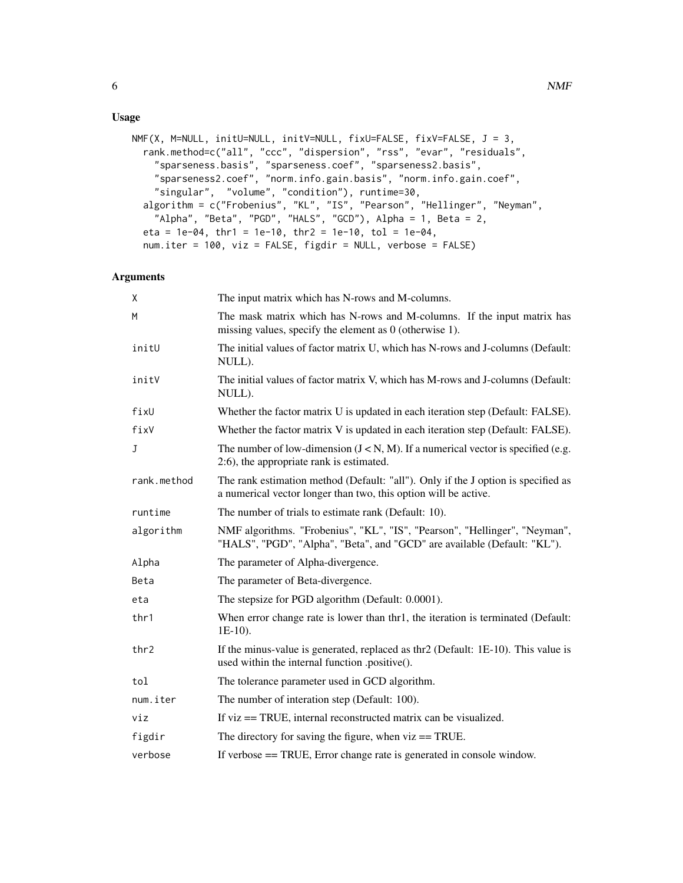## Usage

```
NMF(X, M=NULL, initU=NULL, initV=NULL, fixU=FALSE, fixV=FALSE, J = 3,
  rank.method=c("all", "ccc", "dispersion", "rss", "evar", "residuals",
    "sparseness.basis", "sparseness.coef", "sparseness2.basis",
    "sparseness2.coef", "norm.info.gain.basis", "norm.info.gain.coef",
    "singular",  "volume", "condition"), runtime=30,
  algorithm = c("Frobenius", "KL", "IS", "Pearson", "Hellinger", "Neyman",
    "Alpha", "Beta", "PGD", "HALS", "GCD"), Alpha = 1, Beta = 2,
  eta = 1e-04, thr1 = 1e-10, thr2 = 1e-10, tol = 1e-04,
  num.iter = 100, viz = FALSE, figdir = NULL, verbose = FALSE)
```

## Arguments

| | |
|---|---|
| X | The input matrix which has N-rows and M-columns. |
| M | The mask matrix which has N-rows and M-columns. If the input matrix has missing values, specify the element as 0 (otherwise 1). |
| initU | The initial values of factor matrix U, which has N-rows and J-columns (Default: NULL). |
| initV | The initial values of factor matrix V, which has M-rows and J-columns (Default: NULL). |
| fixU | Whether the factor matrix U is updated in each iteration step (Default: FALSE). |
| fixV | Whether the factor matrix V is updated in each iteration step (Default: FALSE). |
| J | The number of low-dimension (J < N, M). If a numerical vector is specified (e.g. 2:6), the appropriate rank is estimated. |
| rank.method | The rank estimation method (Default: "all"). Only if the J option is specified as a numerical vector longer than two, this option will be active. |
| runtime | The number of trials to estimate rank (Default: 10). |
| algorithm | NMF algorithms. "Frobenius", "KL", "IS", "Pearson", "Hellinger", "Neyman", "HALS", "PGD", "Alpha", "Beta", and "GCD" are available (Default: "KL"). |
| Alpha | The parameter of Alpha-divergence. |
| Beta | The parameter of Beta-divergence. |
| eta | The stepsize for PGD algorithm (Default: 0.0001). |
| thr1 | When error change rate is lower than thr1, the iteration is terminated (Default: 1E-10). |
| thr2 | If the minus-value is generated, replaced as thr2 (Default: 1E-10). This value is used within the internal function .positive(). |
| tol | The tolerance parameter used in GCD algorithm. |
| num.iter | The number of interation step (Default: 100). |
| viz | If viz == TRUE, internal reconstructed matrix can be visualized. |
| figdir | The directory for saving the figure, when viz == TRUE. |
| verbose | If verbose == TRUE, Error change rate is generated in console window. |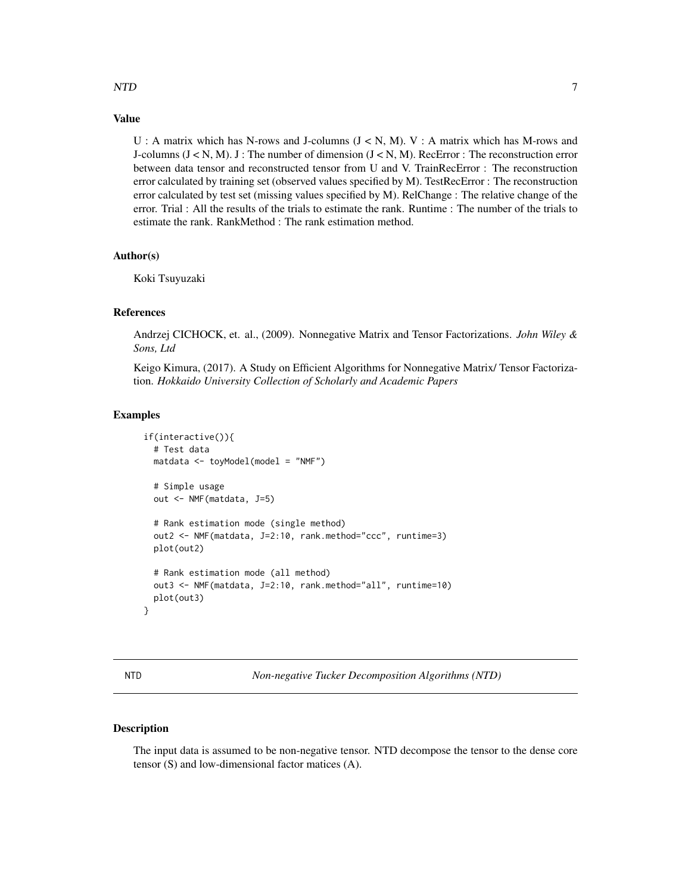## Value

U : A matrix which has N-rows and J-columns (J < N, M). V : A matrix which has M-rows and J-columns (J < N, M). J : The number of dimension (J < N, M). RecError : The reconstruction error between data tensor and reconstructed tensor from U and V. TrainRecError : The reconstruction error calculated by training set (observed values specified by M). TestRecError : The reconstruction error calculated by test set (missing values specified by M). RelChange : The relative change of the error. Trial : All the results of the trials to estimate the rank. Runtime : The number of the trials to estimate the rank. RankMethod : The rank estimation method.

## Author(s)

Koki Tsuyuzaki

## References

Andrzej CICHOCK, et. al., (2009). Nonnegative Matrix and Tensor Factorizations. *John Wiley & Sons, Ltd*

Keigo Kimura, (2017). A Study on Efficient Algorithms for Nonnegative Matrix/ Tensor Factorization. *Hokkaido University Collection of Scholarly and Academic Papers*

## Examples

```
if(interactive()){
  # Test data
  matdata <- toyModel(model = "NMF")

  # Simple usage
  out <- NMF(matdata, J=5)

  # Rank estimation mode (single method)
  out2 <- NMF(matdata, J=2:10, rank.method="ccc", runtime=3)
  plot(out2)

  # Rank estimation mode (all method)
  out3 <- NMF(matdata, J=2:10, rank.method="all", runtime=10)
  plot(out3)
}
```

---

# NTD — *Non-negative Tucker Decomposition Algorithms (NTD)*

## Description

The input data is assumed to be non-negative tensor. NTD decompose the tensor to the dense core tensor (S) and low-dimensional factor matices (A).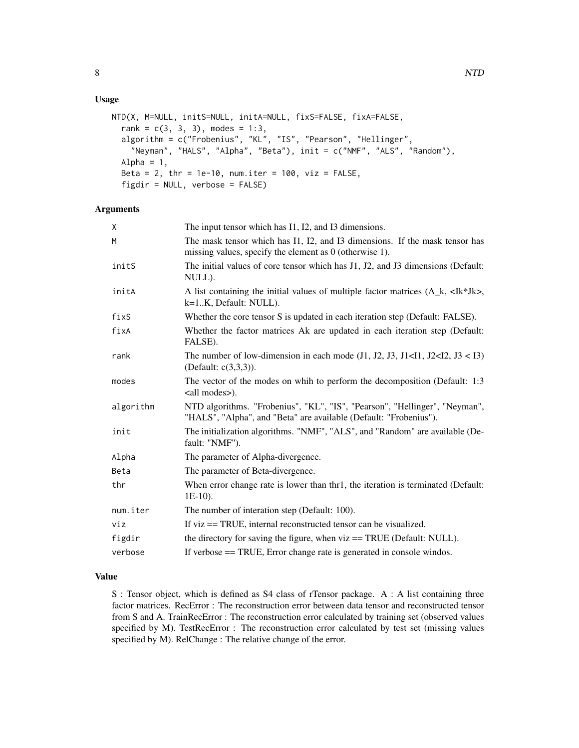### Usage

```
NTD(X, M=NULL, initS=NULL, initA=NULL, fixS=FALSE, fixA=FALSE,
  rank = c(3, 3, 3), modes = 1:3,
  algorithm = c("Frobenius", "KL", "IS", "Pearson", "Hellinger",
    "Neyman", "HALS", "Alpha", "Beta"), init = c("NMF", "ALS", "Random"),
  Alpha = 1,
  Beta = 2, thr = 1e-10, num.iter = 100, viz = FALSE,
  figdir = NULL, verbose = FALSE)
```

### Arguments

| | |
|---|---|
| X | The input tensor which has I1, I2, and I3 dimensions. |
| M | The mask tensor which has I1, I2, and I3 dimensions. If the mask tensor has missing values, specify the element as 0 (otherwise 1). |
| initS | The initial values of core tensor which has J1, J2, and J3 dimensions (Default: NULL). |
| initA | A list containing the initial values of multiple factor matrices (A_k, <Ik*Jk>, k=1..K, Default: NULL). |
| fixS | Whether the core tensor S is updated in each iteration step (Default: FALSE). |
| fixA | Whether the factor matrices Ak are updated in each iteration step (Default: FALSE). |
| rank | The number of low-dimension in each mode (J1, J2, J3, J1<I1, J2<I2, J3 < I3) (Default: c(3,3,3)). |
| modes | The vector of the modes on whih to perform the decomposition (Default: 1:3 <all modes>). |
| algorithm | NTD algorithms. "Frobenius", "KL", "IS", "Pearson", "Hellinger", "Neyman", "HALS", "Alpha", and "Beta" are available (Default: "Frobenius"). |
| init | The initialization algorithms. "NMF", "ALS", and "Random" are available (Default: "NMF"). |
| Alpha | The parameter of Alpha-divergence. |
| Beta | The parameter of Beta-divergence. |
| thr | When error change rate is lower than thr1, the iteration is terminated (Default: 1E-10). |
| num.iter | The number of interation step (Default: 100). |
| viz | If viz == TRUE, internal reconstructed tensor can be visualized. |
| figdir | the directory for saving the figure, when viz == TRUE (Default: NULL). |
| verbose | If verbose == TRUE, Error change rate is generated in console windos. |

### Value

S : Tensor object, which is defined as S4 class of rTensor package. A : A list containing three factor matrices. RecError : The reconstruction error between data tensor and reconstructed tensor from S and A. TrainRecError : The reconstruction error calculated by training set (observed values specified by M). TestRecError : The reconstruction error calculated by test set (missing values specified by M). RelChange : The relative change of the error.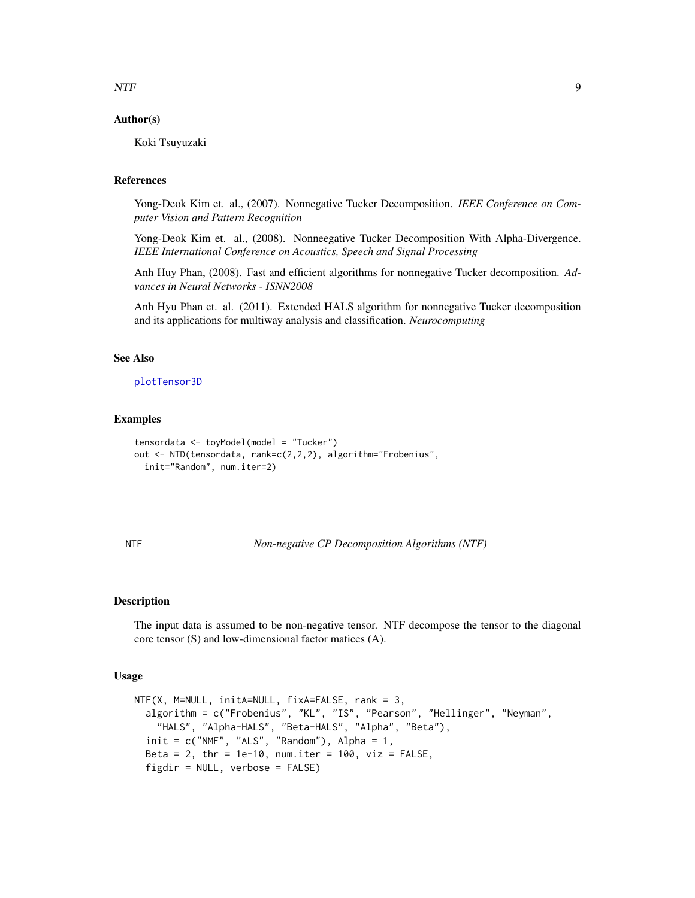### Author(s)

Koki Tsuyuzaki

### References

Yong-Deok Kim et. al., (2007). Nonnegative Tucker Decomposition. *IEEE Conference on Computer Vision and Pattern Recognition*

Yong-Deok Kim et. al., (2008). Nonneegative Tucker Decomposition With Alpha-Divergence. *IEEE International Conference on Acoustics, Speech and Signal Processing*

Anh Huy Phan, (2008). Fast and efficient algorithms for nonnegative Tucker decomposition. *Advances in Neural Networks - ISNN2008*

Anh Hyu Phan et. al. (2011). Extended HALS algorithm for nonnegative Tucker decomposition and its applications for multiway analysis and classification. *Neurocomputing*

### See Also

plotTensor3D

### Examples

```
tensordata <- toyModel(model = "Tucker")
out <- NTD(tensordata, rank=c(2,2,2), algorithm="Frobenius",
  init="Random", num.iter=2)
```

---

## NTF — *Non-negative CP Decomposition Algorithms (NTF)*

### Description

The input data is assumed to be non-negative tensor. NTF decompose the tensor to the diagonal core tensor (S) and low-dimensional factor matices (A).

### Usage

```
NTF(X, M=NULL, initA=NULL, fixA=FALSE, rank = 3,
  algorithm = c("Frobenius", "KL", "IS", "Pearson", "Hellinger", "Neyman",
    "HALS", "Alpha-HALS", "Beta-HALS", "Alpha", "Beta"),
  init = c("NMF", "ALS", "Random"), Alpha = 1,
  Beta = 2, thr = 1e-10, num.iter = 100, viz = FALSE,
  figdir = NULL, verbose = FALSE)
```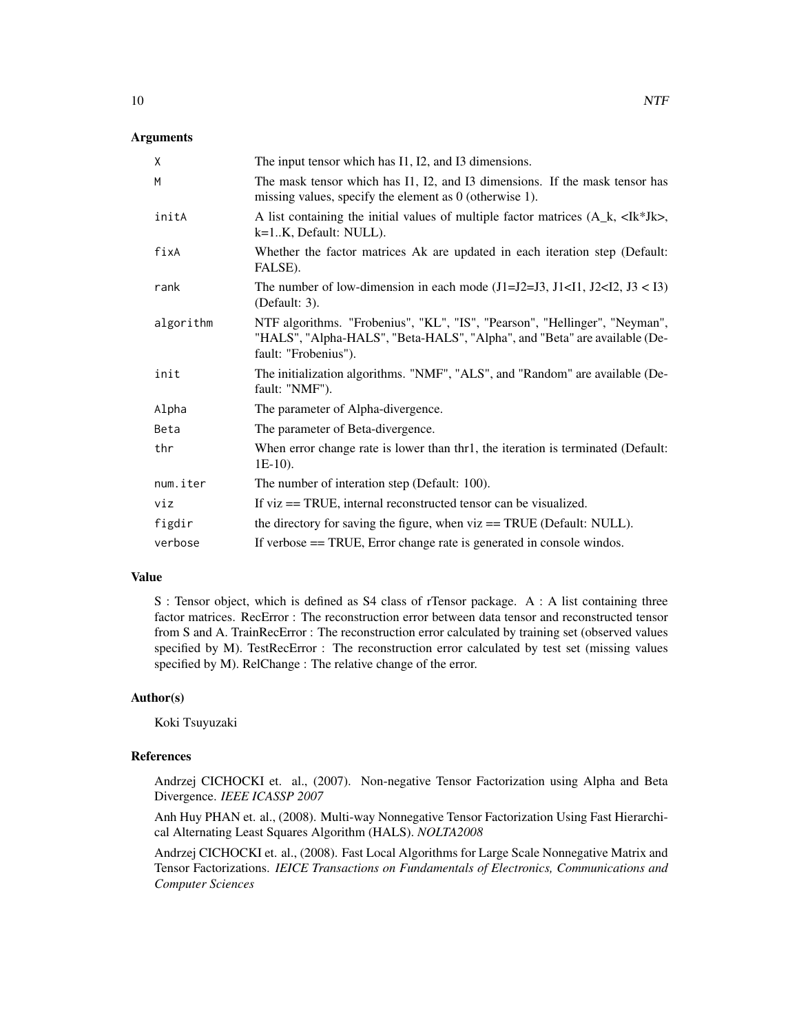### Arguments

| | |
|---|---|
| X | The input tensor which has I1, I2, and I3 dimensions. |
| M | The mask tensor which has I1, I2, and I3 dimensions. If the mask tensor has missing values, specify the element as 0 (otherwise 1). |
| initA | A list containing the initial values of multiple factor matrices (A_k, <Ik*Jk>, k=1..K, Default: NULL). |
| fixA | Whether the factor matrices Ak are updated in each iteration step (Default: FALSE). |
| rank | The number of low-dimension in each mode (J1=J2=J3, J1<I1, J2<I2, J3 < I3) (Default: 3). |
| algorithm | NTF algorithms. "Frobenius", "KL", "IS", "Pearson", "Hellinger", "Neyman", "HALS", "Alpha-HALS", "Beta-HALS", "Alpha", and "Beta" are available (Default: "Frobenius"). |
| init | The initialization algorithms. "NMF", "ALS", and "Random" are available (Default: "NMF"). |
| Alpha | The parameter of Alpha-divergence. |
| Beta | The parameter of Beta-divergence. |
| thr | When error change rate is lower than thr1, the iteration is terminated (Default: 1E-10). |
| num.iter | The number of interation step (Default: 100). |
| viz | If viz == TRUE, internal reconstructed tensor can be visualized. |
| figdir | the directory for saving the figure, when viz == TRUE (Default: NULL). |
| verbose | If verbose == TRUE, Error change rate is generated in console windos. |

### Value

S : Tensor object, which is defined as S4 class of rTensor package. A : A list containing three factor matrices. RecError : The reconstruction error between data tensor and reconstructed tensor from S and A. TrainRecError : The reconstruction error calculated by training set (observed values specified by M). TestRecError : The reconstruction error calculated by test set (missing values specified by M). RelChange : The relative change of the error.

### Author(s)

Koki Tsuyuzaki

### References

Andrzej CICHOCKI et. al., (2007). Non-negative Tensor Factorization using Alpha and Beta Divergence. *IEEE ICASSP 2007*

Anh Huy PHAN et. al., (2008). Multi-way Nonnegative Tensor Factorization Using Fast Hierarchical Alternating Least Squares Algorithm (HALS). *NOLTA2008*

Andrzej CICHOCKI et. al., (2008). Fast Local Algorithms for Large Scale Nonnegative Matrix and Tensor Factorizations. *IEICE Transactions on Fundamentals of Electronics, Communications and Computer Sciences*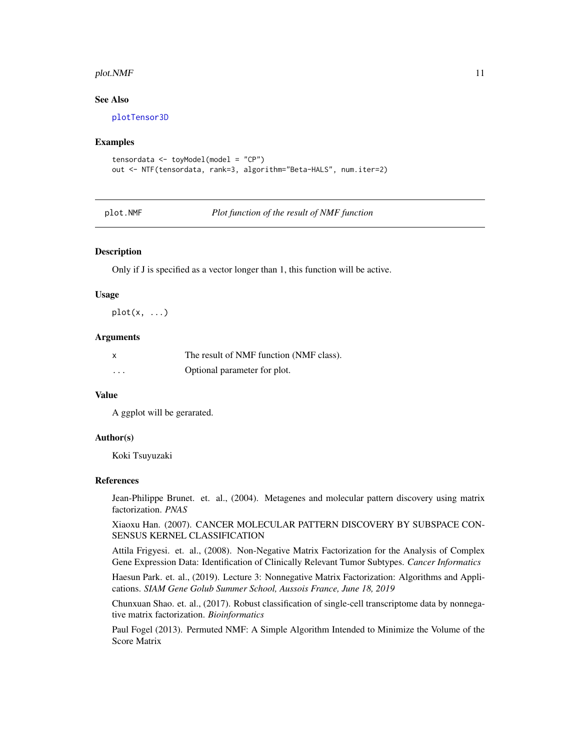### See Also

plotTensor3D

### Examples

```
tensordata <- toyModel(model = "CP")
out <- NTF(tensordata, rank=3, algorithm="Beta-HALS", num.iter=2)
```

---

## plot.NMF — *Plot function of the result of NMF function*

### Description

Only if J is specified as a vector longer than 1, this function will be active.

### Usage

```
plot(x, ...)
```

### Arguments

| | |
|---|---|
| x | The result of NMF function (NMF class). |
| ... | Optional parameter for plot. |

### Value

A ggplot will be gerarated.

### Author(s)

Koki Tsuyuzaki

### References

Jean-Philippe Brunet. et. al., (2004). Metagenes and molecular pattern discovery using matrix factorization. *PNAS*

Xiaoxu Han. (2007). CANCER MOLECULAR PATTERN DISCOVERY BY SUBSPACE CONSENSUS KERNEL CLASSIFICATION

Attila Frigyesi. et. al., (2008). Non-Negative Matrix Factorization for the Analysis of Complex Gene Expression Data: Identification of Clinically Relevant Tumor Subtypes. *Cancer Informatics*

Haesun Park. et. al., (2019). Lecture 3: Nonnegative Matrix Factorization: Algorithms and Applications. *SIAM Gene Golub Summer School, Aussois France, June 18, 2019*

Chunxuan Shao. et. al., (2017). Robust classification of single-cell transcriptome data by nonnegative matrix factorization. *Bioinformatics*

Paul Fogel (2013). Permuted NMF: A Simple Algorithm Intended to Minimize the Volume of the Score Matrix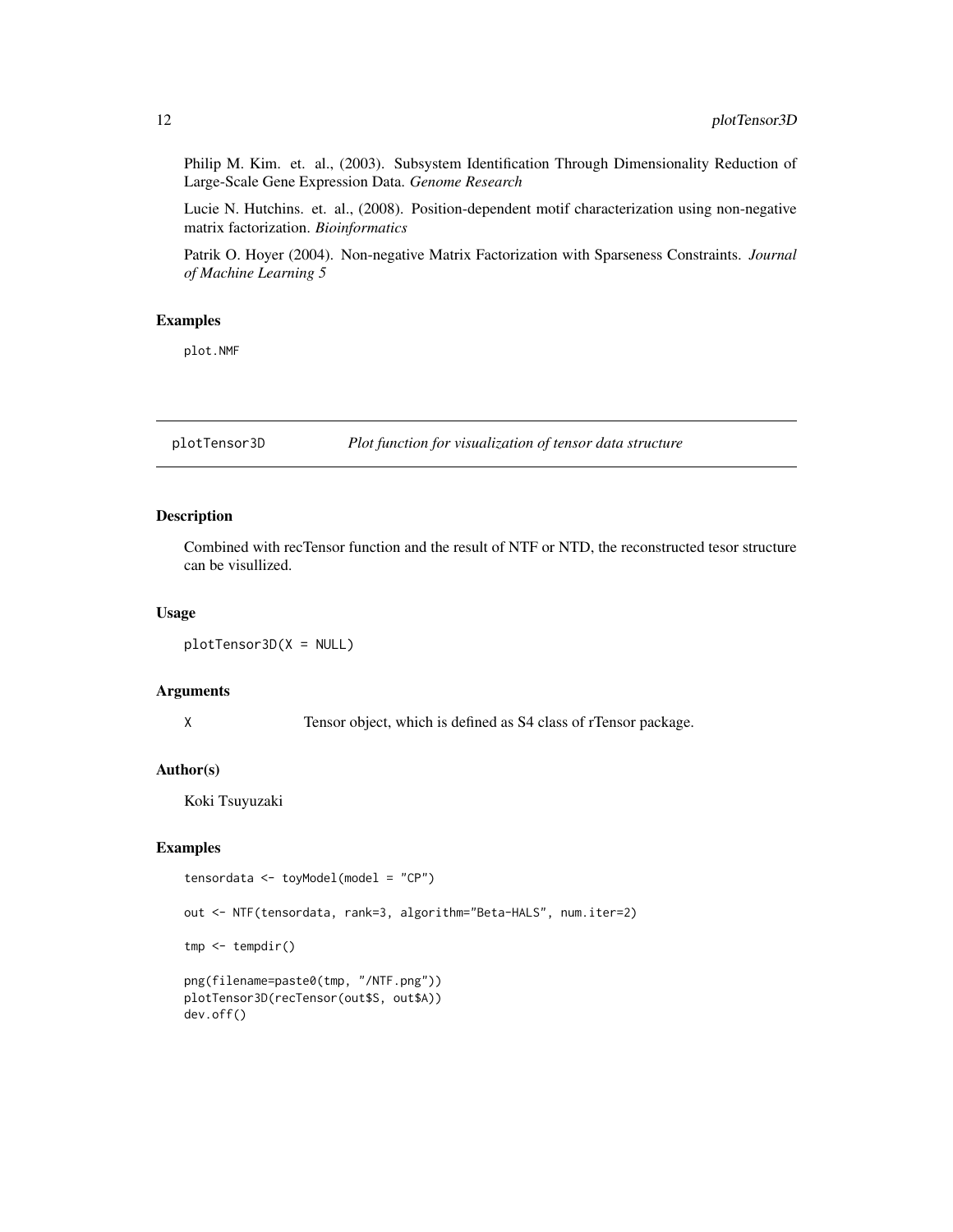Philip M. Kim. et. al., (2003). Subsystem Identification Through Dimensionality Reduction of Large-Scale Gene Expression Data. *Genome Research*

Lucie N. Hutchins. et. al., (2008). Position-dependent motif characterization using non-negative matrix factorization. *Bioinformatics*

Patrik O. Hoyer (2004). Non-negative Matrix Factorization with Sparseness Constraints. *Journal of Machine Learning 5*

### Examples

```
plot.NMF
```

---

## plotTensor3D — *Plot function for visualization of tensor data structure*

---

### Description

Combined with recTensor function and the result of NTF or NTD, the reconstructed tesor structure can be visullized.

### Usage

```
plotTensor3D(X = NULL)
```

### Arguments

| | |
|---|---|
| X | Tensor object, which is defined as S4 class of rTensor package. |

### Author(s)

Koki Tsuyuzaki

### Examples

```
tensordata <- toyModel(model = "CP")

out <- NTF(tensordata, rank=3, algorithm="Beta-HALS", num.iter=2)

tmp <- tempdir()

png(filename=paste0(tmp, "/NTF.png"))
plotTensor3D(recTensor(out$S, out$A))
dev.off()
```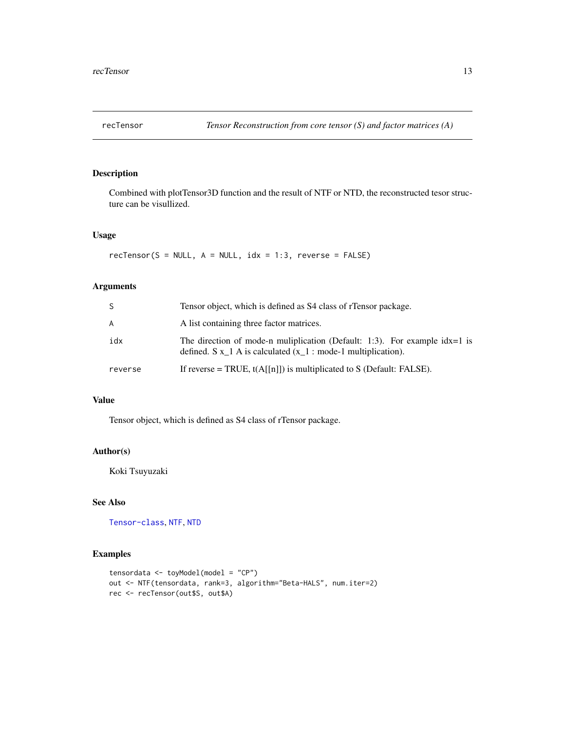## recTensor — *Tensor Reconstruction from core tensor (S) and factor matrices (A)*

### Description

Combined with plotTensor3D function and the result of NTF or NTD, the reconstructed tesor structure can be visullized.

### Usage

```
recTensor(S = NULL, A = NULL, idx = 1:3, reverse = FALSE)
```

### Arguments

| | |
|---|---|
| S | Tensor object, which is defined as S4 class of rTensor package. |
| A | A list containing three factor matrices. |
| idx | The direction of mode-n muliplication (Default: 1:3). For example idx=1 is defined. S x_1 A is calculated (x_1 : mode-1 multiplication). |
| reverse | If reverse = TRUE, t(A[[n]]) is multiplicated to S (Default: FALSE). |

### Value

Tensor object, which is defined as S4 class of rTensor package.

### Author(s)

Koki Tsuyuzaki

### See Also

Tensor-class, NTF, NTD

### Examples

```
tensordata <- toyModel(model = "CP")
out <- NTF(tensordata, rank=3, algorithm="Beta-HALS", num.iter=2)
rec <- recTensor(out$S, out$A)
```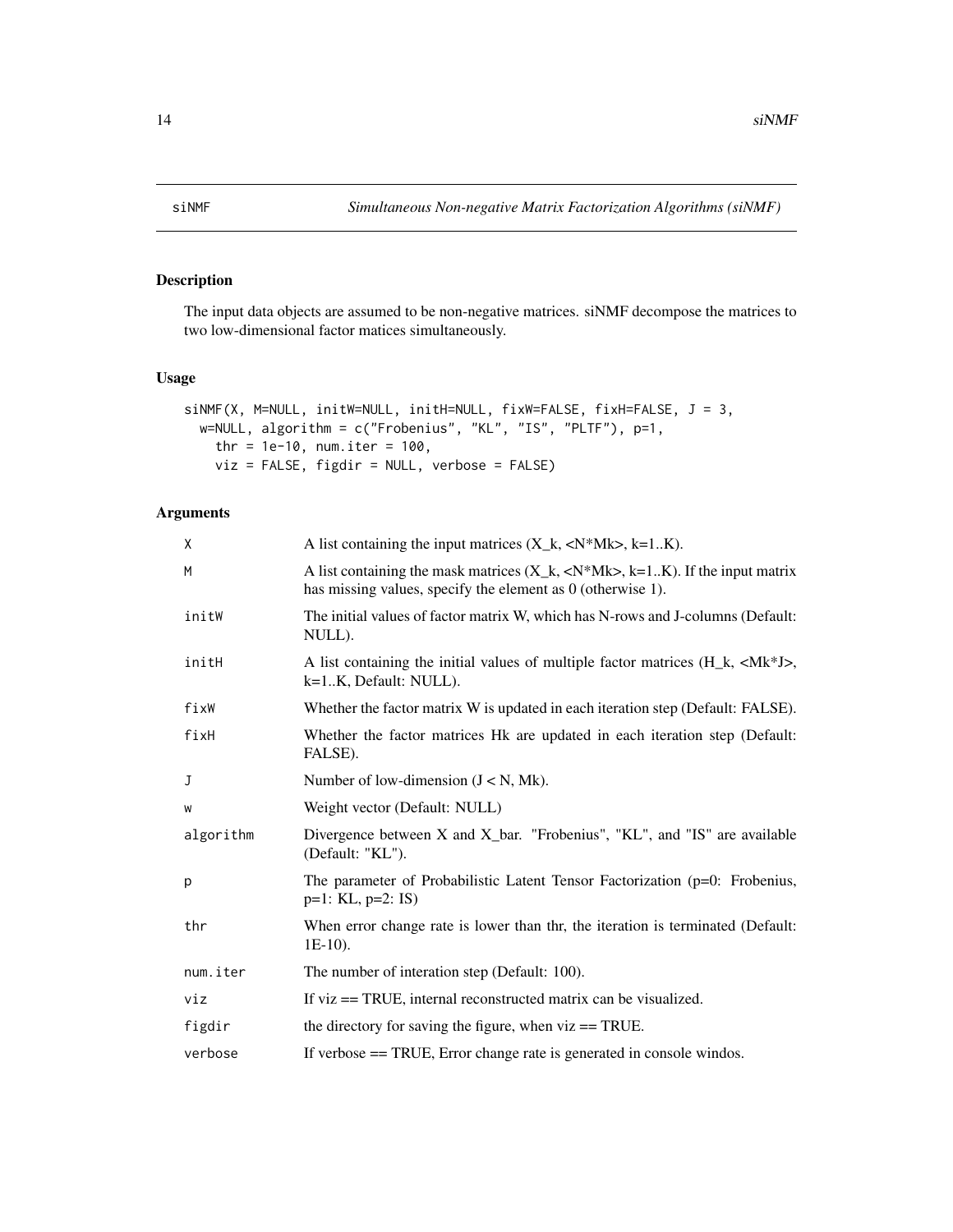# siNMF — *Simultaneous Non-negative Matrix Factorization Algorithms (siNMF)*

## Description

The input data objects are assumed to be non-negative matrices. siNMF decompose the matrices to two low-dimensional factor matices simultaneously.

## Usage

```
siNMF(X, M=NULL, initW=NULL, initH=NULL, fixW=FALSE, fixH=FALSE, J = 3,
  w=NULL, algorithm = c("Frobenius", "KL", "IS", "PLTF"), p=1,
    thr = 1e-10, num.iter = 100,
    viz = FALSE, figdir = NULL, verbose = FALSE)
```

## Arguments

| Argument | Description |
|---|---|
| `X` | A list containing the input matrices (X_k, <N*Mk>, k=1..K). |
| `M` | A list containing the mask matrices (X_k, <N*Mk>, k=1..K). If the input matrix has missing values, specify the element as 0 (otherwise 1). |
| `initW` | The initial values of factor matrix W, which has N-rows and J-columns (Default: NULL). |
| `initH` | A list containing the initial values of multiple factor matrices (H_k, <Mk*J>, k=1..K, Default: NULL). |
| `fixW` | Whether the factor matrix W is updated in each iteration step (Default: FALSE). |
| `fixH` | Whether the factor matrices Hk are updated in each iteration step (Default: FALSE). |
| `J` | Number of low-dimension (J < N, Mk). |
| `w` | Weight vector (Default: NULL) |
| `algorithm` | Divergence between X and X_bar. "Frobenius", "KL", and "IS" are available (Default: "KL"). |
| `p` | The parameter of Probabilistic Latent Tensor Factorization (p=0: Frobenius, p=1: KL, p=2: IS) |
| `thr` | When error change rate is lower than thr, the iteration is terminated (Default: 1E-10). |
| `num.iter` | The number of interation step (Default: 100). |
| `viz` | If viz == TRUE, internal reconstructed matrix can be visualized. |
| `figdir` | the directory for saving the figure, when viz == TRUE. |
| `verbose` | If verbose == TRUE, Error change rate is generated in console windos. |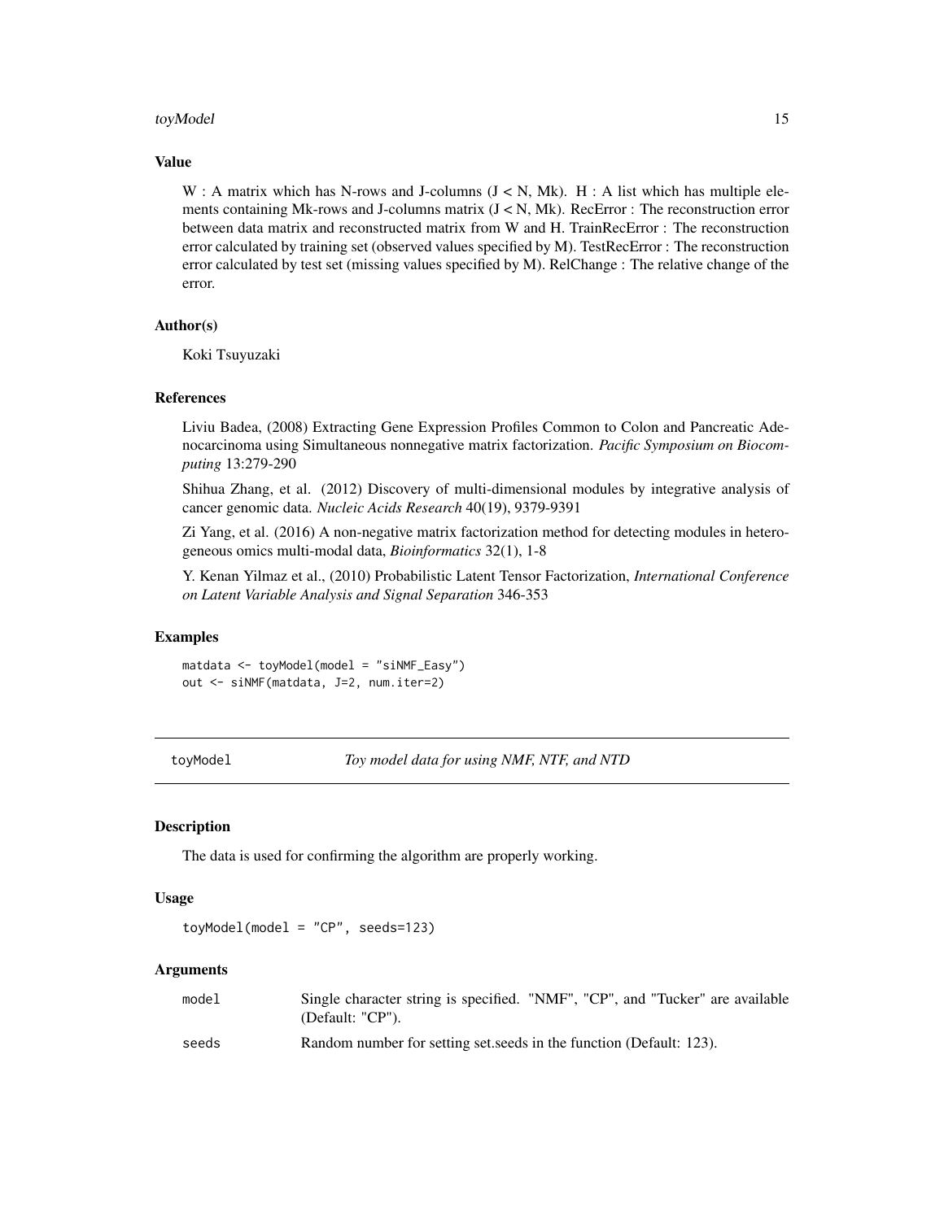### Value

W : A matrix which has N-rows and J-columns (J < N, Mk). H : A list which has multiple elements containing Mk-rows and J-columns matrix (J < N, Mk). RecError : The reconstruction error between data matrix and reconstructed matrix from W and H. TrainRecError : The reconstruction error calculated by training set (observed values specified by M). TestRecError : The reconstruction error calculated by test set (missing values specified by M). RelChange : The relative change of the error.

### Author(s)

Koki Tsuyuzaki

### References

Liviu Badea, (2008) Extracting Gene Expression Profiles Common to Colon and Pancreatic Adenocarcinoma using Simultaneous nonnegative matrix factorization. *Pacific Symposium on Biocomputing* 13:279-290

Shihua Zhang, et al. (2012) Discovery of multi-dimensional modules by integrative analysis of cancer genomic data. *Nucleic Acids Research* 40(19), 9379-9391

Zi Yang, et al. (2016) A non-negative matrix factorization method for detecting modules in heterogeneous omics multi-modal data, *Bioinformatics* 32(1), 1-8

Y. Kenan Yilmaz et al., (2010) Probabilistic Latent Tensor Factorization, *International Conference on Latent Variable Analysis and Signal Separation* 346-353

### Examples

```
matdata <- toyModel(model = "siNMF_Easy")
out <- siNMF(matdata, J=2, num.iter=2)
```

---

## toyModel — *Toy model data for using NMF, NTF, and NTD*

### Description

The data is used for confirming the algorithm are properly working.

### Usage

```
toyModel(model = "CP", seeds=123)
```

### Arguments

| | |
|---|---|
| model | Single character string is specified. "NMF", "CP", and "Tucker" are available (Default: "CP"). |
| seeds | Random number for setting set.seeds in the function (Default: 123). |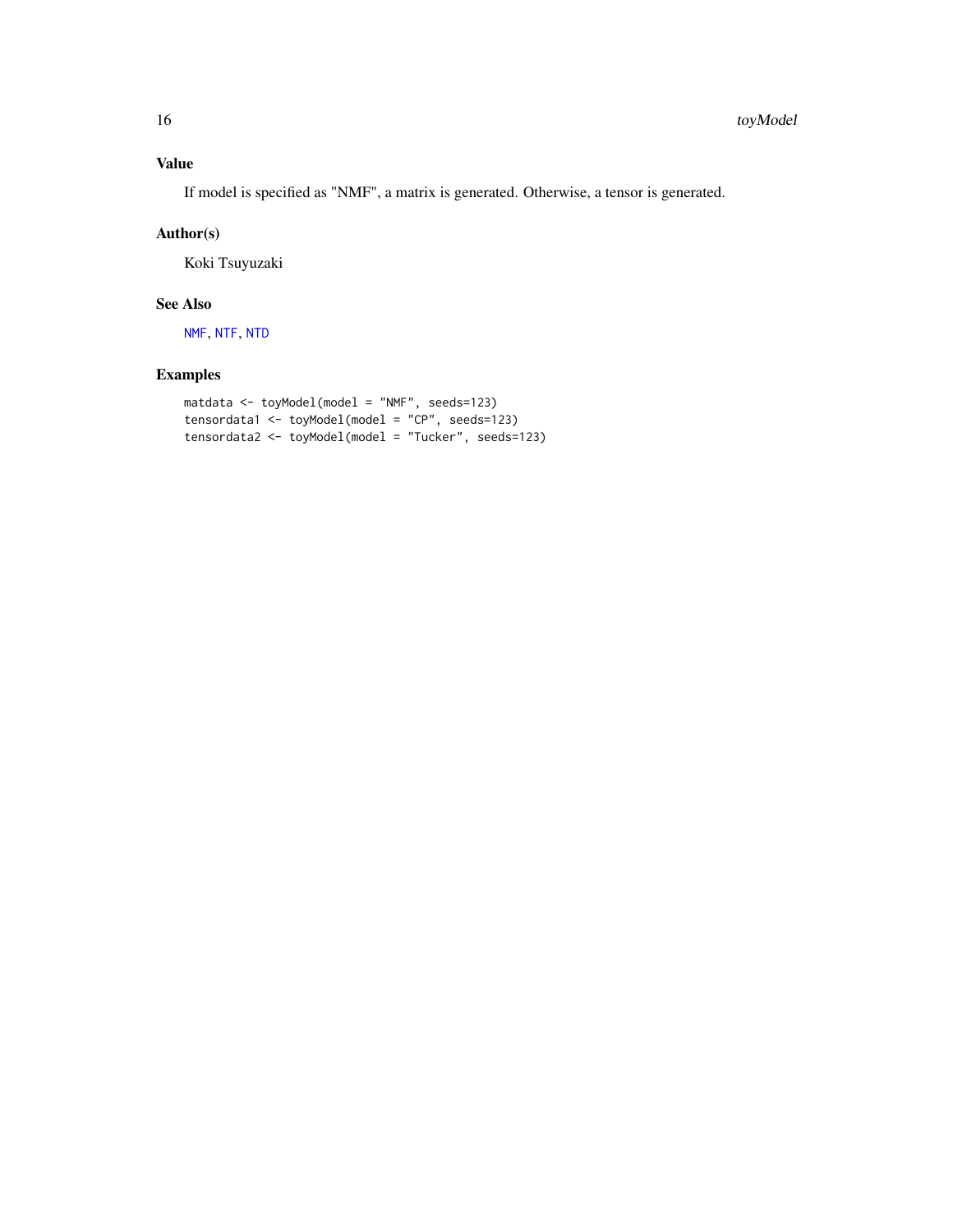## Value

If model is specified as "NMF", a matrix is generated. Otherwise, a tensor is generated.

## Author(s)

Koki Tsuyuzaki

## See Also

NMF, NTF, NTD

## Examples

```
matdata <- toyModel(model = "NMF", seeds=123)
tensordata1 <- toyModel(model = "CP", seeds=123)
tensordata2 <- toyModel(model = "Tucker", seeds=123)
```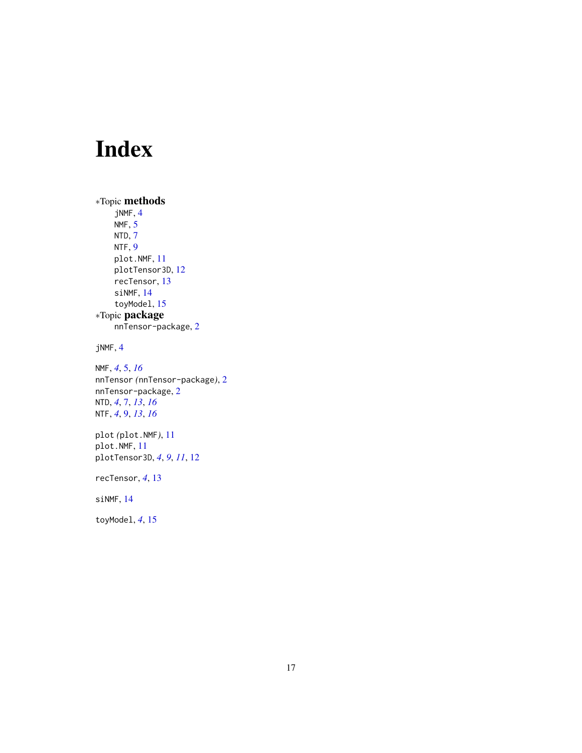# Index

∗Topic **methods**

jNMF, 4
NMF, 5
NTD, 7
NTF, 9
plot.NMF, 11
plotTensor3D, 12
recTensor, 13
siNMF, 14
toyModel, 15

∗Topic **package**

nnTensor-package, 2

jNMF, 4

NMF, *4*, 5, *16*
nnTensor *(*nnTensor-package*)*, 2
nnTensor-package, 2
NTD, *4*, 7, *13*, *16*
NTF, *4*, 9, *13*, *16*

plot *(*plot.NMF*)*, 11
plot.NMF, 11
plotTensor3D, *4*, *9*, *11*, 12

recTensor, *4*, 13

siNMF, 14

toyModel, *4*, 15